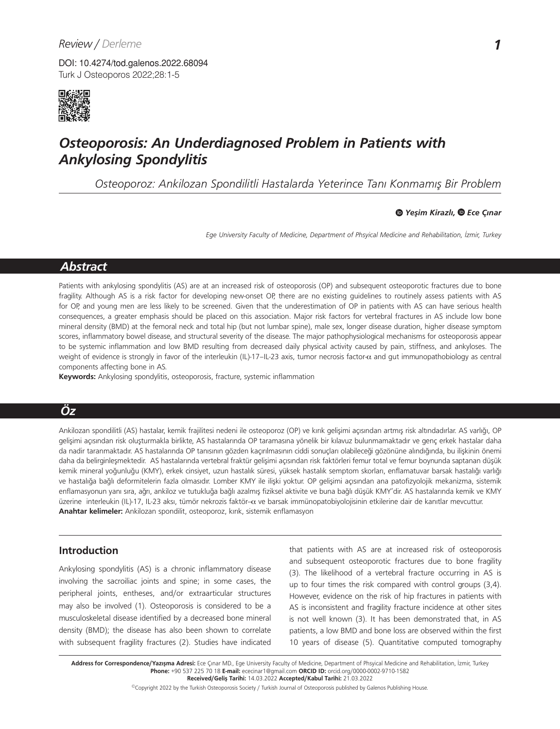Review / Derleme

DOI: 10.4274/tod.galenos.2022.68094

# Osteoporosis: An Underdiagnosed Problem in Patients with Ankylosing Spondylitis

*Osteoporoz: Ankilozan Spondilitli Hastalarda Yeterince Tanı Konmamış Bir Problem*

**Yeşim Kirazlı, Ece Çınar**

*Ege University Faculty of Medicine, Department of Phsyical Medicine and Rehabilitation, İzmir, Turkey*

## Abstract

Patients with ankylosing spondylitis (AS) are at an increased risk of osteoporosis (OP) and subsequent osteoporotic fractures due to bone fragility. Although AS is a risk factor for developing new-onset OP, there are no existing guidelines to routinely assess patients with AS for OP, and young men are less likely to be screened. Given that the underestimation of OP in patients with AS can have serious health consequences, a greater emphasis should be placed on this association. Major risk factors for vertebral fractures in AS include low bone mineral density (BMD) at the femoral neck and total hip (but not lumbar spine), male sex, longer disease duration, higher disease symptom scores, inflammatory bowel disease, and structural severity of the disease. The major pathophysiological mechanisms for osteoporosis appear to be systemic inflammation and low BMD resulting from decreased daily physical activity caused by pain, stiffness, and ankyloses. The weight of evidence is strongly in favor of the interleukin (IL)-17–IL-23 axis, tumor necrosis factor-$\alpha$ and gut immunopathobiology as central components affecting bone in AS.

**Keywords:** Ankylosing spondylitis, osteoporosis, fracture, systemic inflammation

## Öz

Ankilozan spondilitli (AS) hastalar, kemik frajilitesi nedeni ile osteoporoz (OP) ve kırık gelişimi açısından artmış risk altındadırlar. AS varlığı, OP gelişimi açısından risk oluşturmakla birlikte, AS hastalarında OP taramasına yönelik bir kılavuz bulunmamaktadır ve genç erkek hastalar daha da nadir taranmaktadır. AS hastalarında OP tanısının gözden kaçırılmasının ciddi sonuçları olabileceği gözönüne alındığında, bu ilişkinin önemi daha da belirginleşmektedir. AS hastalarında vertebral fraktür gelişimi açısından risk faktörleri femur total ve femur boynunda saptanan düşük kemik mineral yoğunluğu (KMY), erkek cinsiyet, uzun hastalık süresi, yüksek hastalık semptom skorları, enflamatuvar barsak hastalığı varlığı ve hastalığa bağlı deformitelerin fazla olmasıdır. Lomber KMY ile ilişki yoktur. OP gelişimi açısından ana patofizyolojik mekanizma, sistemik enflamasyonun yanı sıra, ağrı, ankiloz ve tutukluğa bağlı azalmış fiziksel aktivite ve buna bağlı düşük KMY'dir. AS hastalarında kemik ve KMY üzerine interleukin (IL)-17, IL-23 aksı, tümör nekrozis faktör-$\alpha$ ve barsak immünopatobiyolojisinin etkilerine dair de kanıtlar mevcuttur.

**Anahtar kelimeler:** Ankilozan spondilit, osteoporoz, kırık, sistemik enflamasyon

## Introduction

Ankylosing spondylitis (AS) is a chronic inflammatory disease involving the sacroiliac joints and spine; in some cases, the peripheral joints, entheses, and/or extraarticular structures may also be involved (1). Osteoporosis is considered to be a musculoskeletal disease identified by a decreased bone mineral density (BMD); the disease has also been shown to correlate with subsequent fragility fractures (2). Studies have indicated that patients with AS are at increased risk of osteoporosis and subsequent osteoporotic fractures due to bone fragility (3). The likelihood of a vertebral fracture occurring in AS is up to four times the risk compared with control groups (3,4). However, evidence on the risk of hip fractures in patients with AS is inconsistent and fragility fracture incidence at other sites is not well known (3). It has been demonstrated that, in AS patients, a low BMD and bone loss are observed within the first 10 years of disease (5). Quantitative computed tomography

**Address for Correspondence/Yazışma Adresi:** Ece Çınar MD., Ege University Faculty of Medicine, Department of Phsyical Medicine and Rehabilitation, İzmir, Turkey
**Phone:** +90 537 225 70 18 **E-mail:** ececinar1@gmail.com **ORCID ID:** orcid.org/0000-0002-9710-1582
**Received/Geliş Tarihi:** 14.03.2022 **Accepted/Kabul Tarihi:** 21.03.2022

©Copyright 2022 by the Turkish Osteoporosis Society / Turkish Journal of Osteoporosis published by Galenos Publishing House.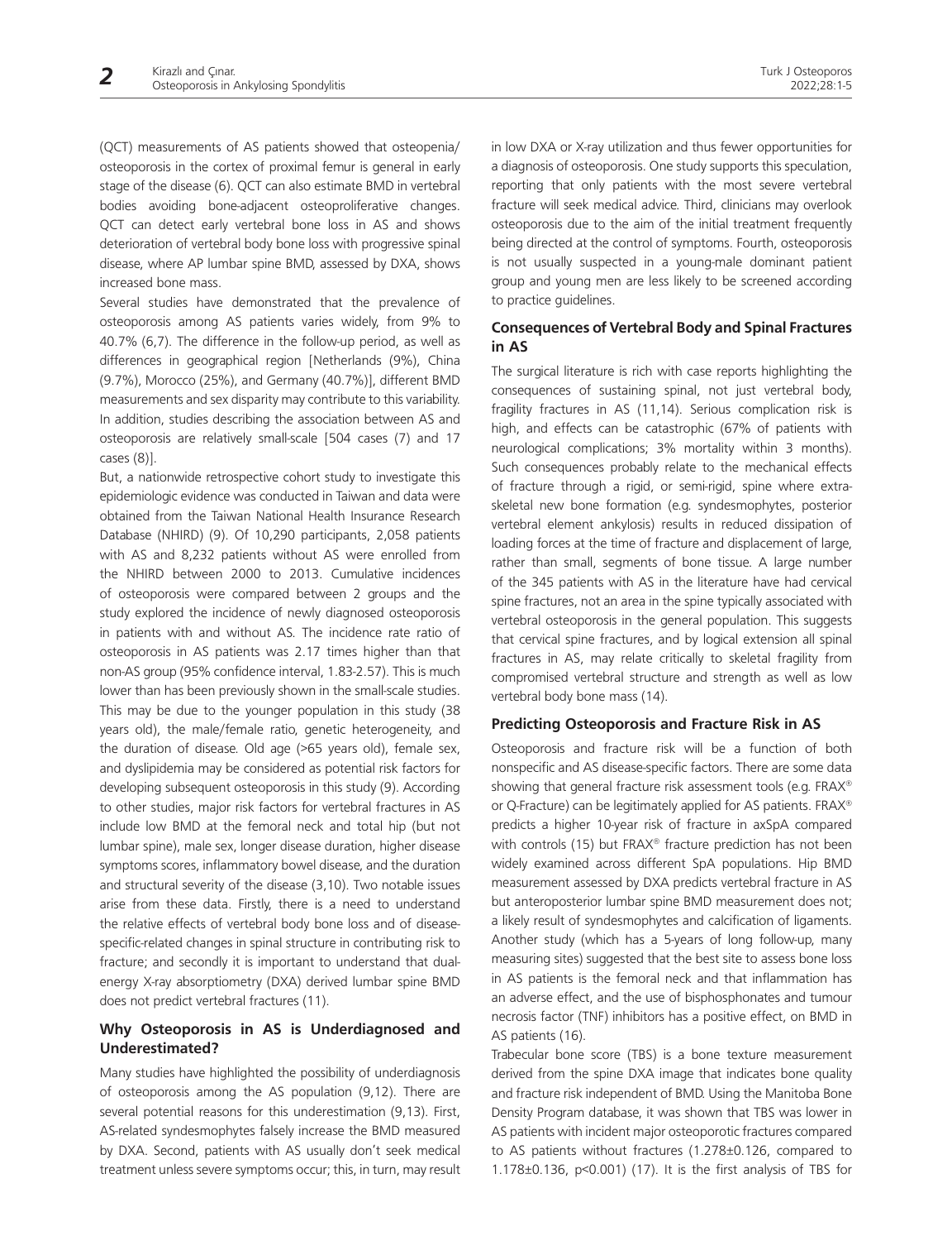(QCT) measurements of AS patients showed that osteopenia/osteoporosis in the cortex of proximal femur is general in early stage of the disease (6). QCT can also estimate BMD in vertebral bodies avoiding bone-adjacent osteoproliferative changes. QCT can detect early vertebral bone loss in AS and shows deterioration of vertebral body bone loss with progressive spinal disease, where AP lumbar spine BMD, assessed by DXA, shows increased bone mass.

Several studies have demonstrated that the prevalence of osteoporosis among AS patients varies widely, from 9% to 40.7% (6,7). The difference in the follow-up period, as well as differences in geographical region [Netherlands (9%), China (9.7%), Morocco (25%), and Germany (40.7%)], different BMD measurements and sex disparity may contribute to this variability. In addition, studies describing the association between AS and osteoporosis are relatively small-scale [504 cases (7) and 17 cases (8)].

But, a nationwide retrospective cohort study to investigate this epidemiologic evidence was conducted in Taiwan and data were obtained from the Taiwan National Health Insurance Research Database (NHIRD) (9). Of 10,290 participants, 2,058 patients with AS and 8,232 patients without AS were enrolled from the NHIRD between 2000 to 2013. Cumulative incidences of osteoporosis were compared between 2 groups and the study explored the incidence of newly diagnosed osteoporosis in patients with and without AS. The incidence rate ratio of osteoporosis in AS patients was 2.17 times higher than that non-AS group (95% confidence interval, 1.83-2.57). This is much lower than has been previously shown in the small-scale studies. This may be due to the younger population in this study (38 years old), the male/female ratio, genetic heterogeneity, and the duration of disease. Old age (>65 years old), female sex, and dyslipidemia may be considered as potential risk factors for developing subsequent osteoporosis in this study (9). According to other studies, major risk factors for vertebral fractures in AS include low BMD at the femoral neck and total hip (but not lumbar spine), male sex, longer disease duration, higher disease symptoms scores, inflammatory bowel disease, and the duration and structural severity of the disease (3,10). Two notable issues arise from these data. Firstly, there is a need to understand the relative effects of vertebral body bone loss and of disease-specific-related changes in spinal structure in contributing risk to fracture; and secondly it is important to understand that dual-energy X-ray absorptiometry (DXA) derived lumbar spine BMD does not predict vertebral fractures (11).

## Why Osteoporosis in AS is Underdiagnosed and Underestimated?

Many studies have highlighted the possibility of underdiagnosis of osteoporosis among the AS population (9,12). There are several potential reasons for this underestimation (9,13). First, AS-related syndesmophytes falsely increase the BMD measured by DXA. Second, patients with AS usually don't seek medical treatment unless severe symptoms occur; this, in turn, may result in low DXA or X-ray utilization and thus fewer opportunities for a diagnosis of osteoporosis. One study supports this speculation, reporting that only patients with the most severe vertebral fracture will seek medical advice. Third, clinicians may overlook osteoporosis due to the aim of the initial treatment frequently being directed at the control of symptoms. Fourth, osteoporosis is not usually suspected in a young-male dominant patient group and young men are less likely to be screened according to practice guidelines.

## Consequences of Vertebral Body and Spinal Fractures in AS

The surgical literature is rich with case reports highlighting the consequences of sustaining spinal, not just vertebral body, fragility fractures in AS (11,14). Serious complication risk is high, and effects can be catastrophic (67% of patients with neurological complications; 3% mortality within 3 months). Such consequences probably relate to the mechanical effects of fracture through a rigid, or semi-rigid, spine where extra-skeletal new bone formation (e.g. syndesmophytes, posterior vertebral element ankylosis) results in reduced dissipation of loading forces at the time of fracture and displacement of large, rather than small, segments of bone tissue. A large number of the 345 patients with AS in the literature have had cervical spine fractures, not an area in the spine typically associated with vertebral osteoporosis in the general population. This suggests that cervical spine fractures, and by logical extension all spinal fractures in AS, may relate critically to skeletal fragility from compromised vertebral structure and strength as well as low vertebral body bone mass (14).

## Predicting Osteoporosis and Fracture Risk in AS

Osteoporosis and fracture risk will be a function of both nonspecific and AS disease-specific factors. There are some data showing that general fracture risk assessment tools (e.g. FRAX® or Q-Fracture) can be legitimately applied for AS patients. FRAX® predicts a higher 10-year risk of fracture in axSpA compared with controls (15) but FRAX® fracture prediction has not been widely examined across different SpA populations. Hip BMD measurement assessed by DXA predicts vertebral fracture in AS but anteroposterior lumbar spine BMD measurement does not; a likely result of syndesmophytes and calcification of ligaments. Another study (which has a 5-years of long follow-up, many measuring sites) suggested that the best site to assess bone loss in AS patients is the femoral neck and that inflammation has an adverse effect, and the use of bisphosphonates and tumour necrosis factor (TNF) inhibitors has a positive effect, on BMD in AS patients (16).

Trabecular bone score (TBS) is a bone texture measurement derived from the spine DXA image that indicates bone quality and fracture risk independent of BMD. Using the Manitoba Bone Density Program database, it was shown that TBS was lower in AS patients with incident major osteoporotic fractures compared to AS patients without fractures (1.278±0.126, compared to 1.178±0.136, $p<0.001$) (17). It is the first analysis of TBS for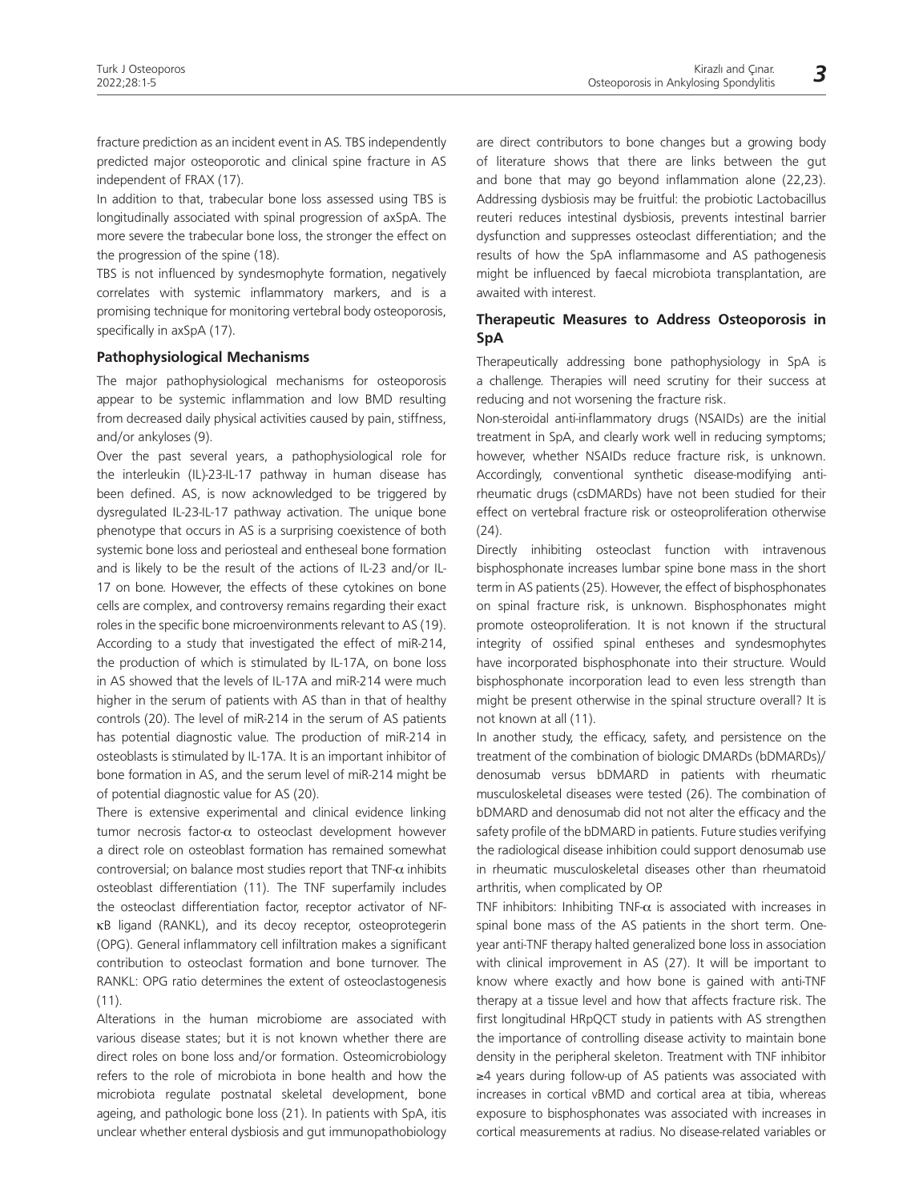fracture prediction as an incident event in AS. TBS independently predicted major osteoporotic and clinical spine fracture in AS independent of FRAX (17).

In addition to that, trabecular bone loss assessed using TBS is longitudinally associated with spinal progression of axSpA. The more severe the trabecular bone loss, the stronger the effect on the progression of the spine (18).

TBS is not influenced by syndesmophyte formation, negatively correlates with systemic inflammatory markers, and is a promising technique for monitoring vertebral body osteoporosis, specifically in axSpA (17).

## Pathophysiological Mechanisms

The major pathophysiological mechanisms for osteoporosis appear to be systemic inflammation and low BMD resulting from decreased daily physical activities caused by pain, stiffness, and/or ankyloses (9).

Over the past several years, a pathophysiological role for the interleukin (IL)-23-IL-17 pathway in human disease has been defined. AS, is now acknowledged to be triggered by dysregulated IL-23-IL-17 pathway activation. The unique bone phenotype that occurs in AS is a surprising coexistence of both systemic bone loss and periosteal and entheseal bone formation and is likely to be the result of the actions of IL-23 and/or IL-17 on bone. However, the effects of these cytokines on bone cells are complex, and controversy remains regarding their exact roles in the specific bone microenvironments relevant to AS (19). According to a study that investigated the effect of miR-214, the production of which is stimulated by IL-17A, on bone loss in AS showed that the levels of IL-17A and miR-214 were much higher in the serum of patients with AS than in that of healthy controls (20). The level of miR-214 in the serum of AS patients has potential diagnostic value. The production of miR-214 in osteoblasts is stimulated by IL-17A. It is an important inhibitor of bone formation in AS, and the serum level of miR-214 might be of potential diagnostic value for AS (20).

There is extensive experimental and clinical evidence linking tumor necrosis factor-$\alpha$ to osteoclast development however a direct role on osteoblast formation has remained somewhat controversial; on balance most studies report that TNF-$\alpha$ inhibits osteoblast differentiation (11). The TNF superfamily includes the osteoclast differentiation factor, receptor activator of NF-$\kappa$B ligand (RANKL), and its decoy receptor, osteoprotegerin (OPG). General inflammatory cell infiltration makes a significant contribution to osteoclast formation and bone turnover. The RANKL: OPG ratio determines the extent of osteoclastogenesis (11).

Alterations in the human microbiome are associated with various disease states; but it is not known whether there are direct roles on bone loss and/or formation. Osteomicrobiology refers to the role of microbiota in bone health and how the microbiota regulate postnatal skeletal development, bone ageing, and pathologic bone loss (21). In patients with SpA, itis unclear whether enteral dysbiosis and gut immunopathobiology are direct contributors to bone changes but a growing body of literature shows that there are links between the gut and bone that may go beyond inflammation alone (22,23). Addressing dysbiosis may be fruitful: the probiotic Lactobacillus reuteri reduces intestinal dysbiosis, prevents intestinal barrier dysfunction and suppresses osteoclast differentiation; and the results of how the SpA inflammasome and AS pathogenesis might be influenced by faecal microbiota transplantation, are awaited with interest.

## Therapeutic Measures to Address Osteoporosis in SpA

Therapeutically addressing bone pathophysiology in SpA is a challenge. Therapies will need scrutiny for their success at reducing and not worsening the fracture risk.

Non-steroidal anti-inflammatory drugs (NSAIDs) are the initial treatment in SpA, and clearly work well in reducing symptoms; however, whether NSAIDs reduce fracture risk, is unknown. Accordingly, conventional synthetic disease-modifying anti-rheumatic drugs (csDMARDs) have not been studied for their effect on vertebral fracture risk or osteoproliferation otherwise (24).

Directly inhibiting osteoclast function with intravenous bisphosphonate increases lumbar spine bone mass in the short term in AS patients (25). However, the effect of bisphosphonates on spinal fracture risk, is unknown. Bisphosphonates might promote osteoproliferation. It is not known if the structural integrity of ossified spinal entheses and syndesmophytes have incorporated bisphosphonate into their structure. Would bisphosphonate incorporation lead to even less strength than might be present otherwise in the spinal structure overall? It is not known at all (11).

In another study, the efficacy, safety, and persistence on the treatment of the combination of biologic DMARDs (bDMARDs)/denosumab versus bDMARD in patients with rheumatic musculoskeletal diseases were tested (26). The combination of bDMARD and denosumab did not not alter the efficacy and the safety profile of the bDMARD in patients. Future studies verifying the radiological disease inhibition could support denosumab use in rheumatic musculoskeletal diseases other than rheumatoid arthritis, when complicated by OP.

TNF inhibitors: Inhibiting TNF-$\alpha$ is associated with increases in spinal bone mass of the AS patients in the short term. One-year anti-TNF therapy halted generalized bone loss in association with clinical improvement in AS (27). It will be important to know where exactly and how bone is gained with anti-TNF therapy at a tissue level and how that affects fracture risk. The first longitudinal HRpQCT study in patients with AS strengthen the importance of controlling disease activity to maintain bone density in the peripheral skeleton. Treatment with TNF inhibitor ≥4 years during follow-up of AS patients was associated with increases in cortical vBMD and cortical area at tibia, whereas exposure to bisphosphonates was associated with increases in cortical measurements at radius. No disease-related variables or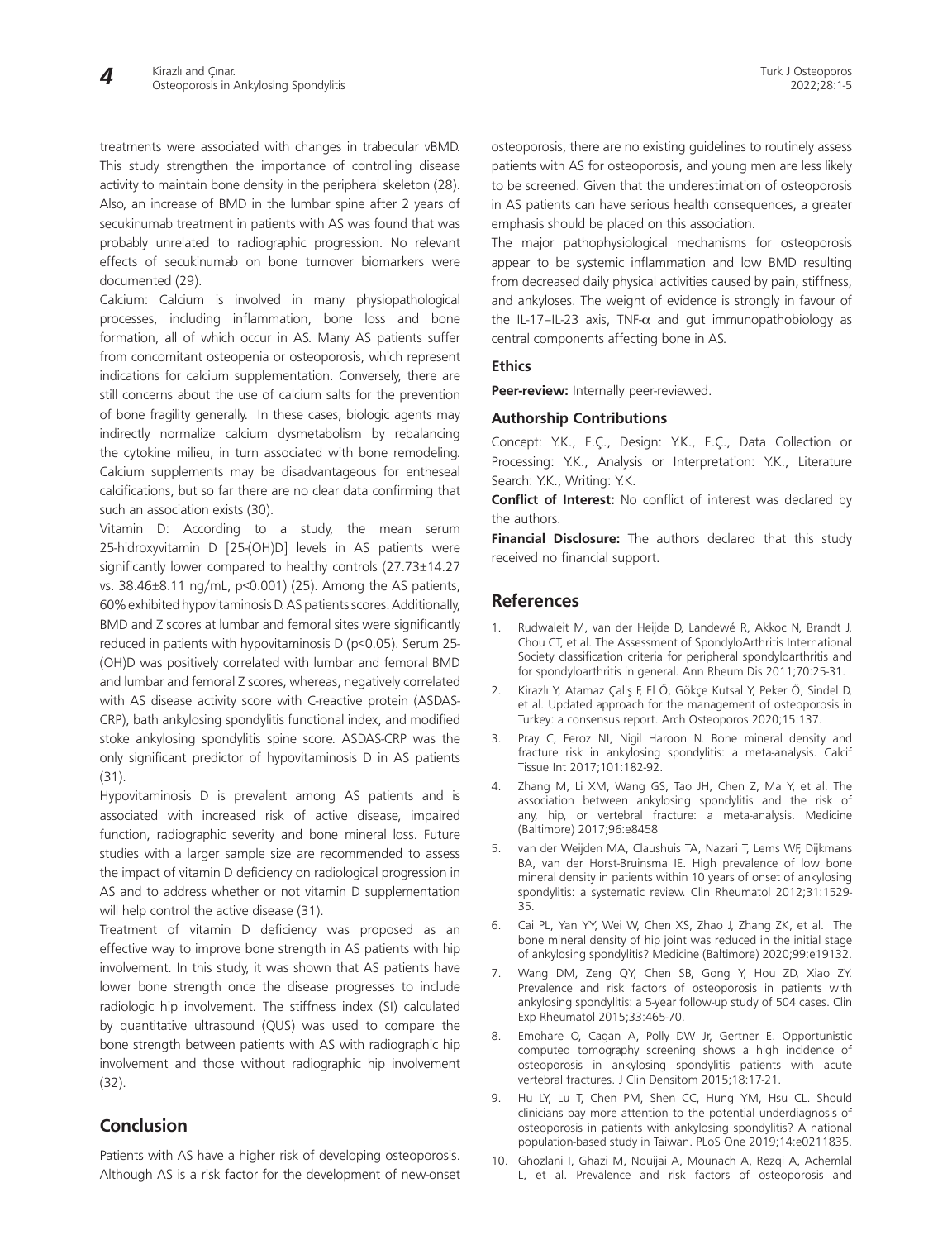treatments were associated with changes in trabecular vBMD. This study strengthen the importance of controlling disease activity to maintain bone density in the peripheral skeleton (28). Also, an increase of BMD in the lumbar spine after 2 years of secukinumab treatment in patients with AS was found that was probably unrelated to radiographic progression. No relevant effects of secukinumab on bone turnover biomarkers were documented (29).

Calcium: Calcium is involved in many physiopathological processes, including inflammation, bone loss and bone formation, all of which occur in AS. Many AS patients suffer from concomitant osteopenia or osteoporosis, which represent indications for calcium supplementation. Conversely, there are still concerns about the use of calcium salts for the prevention of bone fragility generally. In these cases, biologic agents may indirectly normalize calcium dysmetabolism by rebalancing the cytokine milieu, in turn associated with bone remodeling. Calcium supplements may be disadvantageous for entheseal calcifications, but so far there are no clear data confirming that such an association exists (30).

Vitamin D: According to a study, the mean serum 25-hidroxyvitamin D [25-(OH)D] levels in AS patients were significantly lower compared to healthy controls (27.73±14.27 vs. 38.46±8.11 ng/mL, p<0.001) (25). Among the AS patients, 60% exhibited hypovitaminosis D. AS patients scores. Additionally, BMD and Z scores at lumbar and femoral sites were significantly reduced in patients with hypovitaminosis D (p<0.05). Serum 25-(OH)D was positively correlated with lumbar and femoral BMD and lumbar and femoral Z scores, whereas, negatively correlated with AS disease activity score with C-reactive protein (ASDAS-CRP), bath ankylosing spondylitis functional index, and modified stoke ankylosing spondylitis spine score. ASDAS-CRP was the only significant predictor of hypovitaminosis D in AS patients (31).

Hypovitaminosis D is prevalent among AS patients and is associated with increased risk of active disease, impaired function, radiographic severity and bone mineral loss. Future studies with a larger sample size are recommended to assess the impact of vitamin D deficiency on radiological progression in AS and to address whether or not vitamin D supplementation will help control the active disease (31).

Treatment of vitamin D deficiency was proposed as an effective way to improve bone strength in AS patients with hip involvement. In this study, it was shown that AS patients have lower bone strength once the disease progresses to include radiologic hip involvement. The stiffness index (SI) calculated by quantitative ultrasound (QUS) was used to compare the bone strength between patients with AS with radiographic hip involvement and those without radiographic hip involvement (32).

## Conclusion

Patients with AS have a higher risk of developing osteoporosis. Although AS is a risk factor for the development of new-onset osteoporosis, there are no existing guidelines to routinely assess patients with AS for osteoporosis, and young men are less likely to be screened. Given that the underestimation of osteoporosis in AS patients can have serious health consequences, a greater emphasis should be placed on this association.

The major pathophysiological mechanisms for osteoporosis appear to be systemic inflammation and low BMD resulting from decreased daily physical activities caused by pain, stiffness, and ankyloses. The weight of evidence is strongly in favour of the IL-17–IL-23 axis, TNF-$\alpha$ and gut immunopathobiology as central components affecting bone in AS.

### Ethics

**Peer-review:** Internally peer-reviewed.

### Authorship Contributions

Concept: Y.K., E.Ç., Design: Y.K., E.Ç., Data Collection or Processing: Y.K., Analysis or Interpretation: Y.K., Literature Search: Y.K., Writing: Y.K.

**Conflict of Interest:** No conflict of interest was declared by the authors.

**Financial Disclosure:** The authors declared that this study received no financial support.

## References

1. Rudwaleit M, van der Heijde D, Landewé R, Akkoc N, Brandt J, Chou CT, et al. The Assessment of SpondyloArthritis International Society classification criteria for peripheral spondyloarthritis and for spondyloarthritis in general. Ann Rheum Dis 2011;70:25-31.
2. Kirazlı Y, Atamaz Çalış F, El Ö, Gökçe Kutsal Y, Peker Ö, Sindel D, et al. Updated approach for the management of osteoporosis in Turkey: a consensus report. Arch Osteoporos 2020;15:137.
3. Pray C, Feroz NI, Nigil Haroon N. Bone mineral density and fracture risk in ankylosing spondylitis: a meta-analysis. Calcif Tissue Int 2017;101:182-92.
4. Zhang M, Li XM, Wang GS, Tao JH, Chen Z, Ma Y, et al. The association between ankylosing spondylitis and the risk of any, hip, or vertebral fracture: a meta-analysis. Medicine (Baltimore) 2017;96:e8458
5. van der Weijden MA, Claushuis TA, Nazari T, Lems WF, Dijkmans BA, van der Horst-Bruinsma IE. High prevalence of low bone mineral density in patients within 10 years of onset of ankylosing spondylitis: a systematic review. Clin Rheumatol 2012;31:1529-35.
6. Cai PL, Yan YY, Wei W, Chen XS, Zhao J, Zhang ZK, et al. The bone mineral density of hip joint was reduced in the initial stage of ankylosing spondylitis? Medicine (Baltimore) 2020;99:e19132.
7. Wang DM, Zeng QY, Chen SB, Gong Y, Hou ZD, Xiao ZY. Prevalence and risk factors of osteoporosis in patients with ankylosing spondylitis: a 5-year follow-up study of 504 cases. Clin Exp Rheumatol 2015;33:465-70.
8. Emohare O, Cagan A, Polly DW Jr, Gertner E. Opportunistic computed tomography screening shows a high incidence of osteoporosis in ankylosing spondylitis patients with acute vertebral fractures. J Clin Densitom 2015;18:17-21.
9. Hu LY, Lu T, Chen PM, Shen CC, Hung YM, Hsu CL. Should clinicians pay more attention to the potential underdiagnosis of osteoporosis in patients with ankylosing spondylitis? A national population-based study in Taiwan. PLoS One 2019;14:e0211835.
10. Ghozlani I, Ghazi M, Nouijai A, Mounach A, Rezqi A, Achemlal L, et al. Prevalence and risk factors of osteoporosis and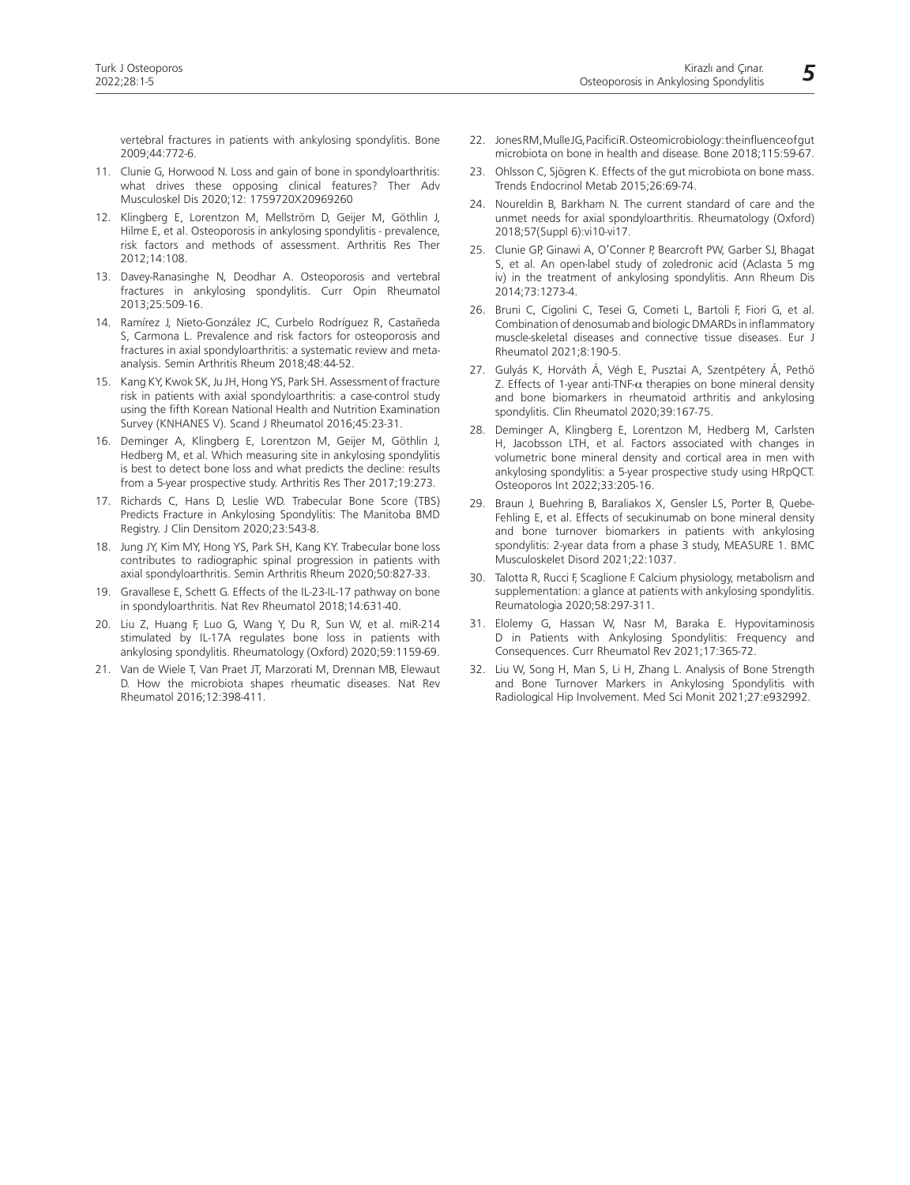vertebral fractures in patients with ankylosing spondylitis. Bone 2009;44:772-6.

11. Clunie G, Horwood N. Loss and gain of bone in spondyloarthritis: what drives these opposing clinical features? Ther Adv Musculoskel Dis 2020;12: 1759720X20969260
12. Klingberg E, Lorentzon M, Mellström D, Geijer M, Göthlin J, Hilme E, et al. Osteoporosis in ankylosing spondylitis - prevalence, risk factors and methods of assessment. Arthritis Res Ther 2012;14:108.
13. Davey-Ranasinghe N, Deodhar A. Osteoporosis and vertebral fractures in ankylosing spondylitis. Curr Opin Rheumatol 2013;25:509-16.
14. Ramírez J, Nieto-González JC, Curbelo Rodríguez R, Castañeda S, Carmona L. Prevalence and risk factors for osteoporosis and fractures in axial spondyloarthritis: a systematic review and meta-analysis. Semin Arthritis Rheum 2018;48:44-52.
15. Kang KY, Kwok SK, Ju JH, Hong YS, Park SH. Assessment of fracture risk in patients with axial spondyloarthritis: a case-control study using the fifth Korean National Health and Nutrition Examination Survey (KNHANES V). Scand J Rheumatol 2016;45:23-31.
16. Deminger A, Klingberg E, Lorentzon M, Geijer M, Göthlin J, Hedberg M, et al. Which measuring site in ankylosing spondylitis is best to detect bone loss and what predicts the decline: results from a 5-year prospective study. Arthritis Res Ther 2017;19:273.
17. Richards C, Hans D, Leslie WD. Trabecular Bone Score (TBS) Predicts Fracture in Ankylosing Spondylitis: The Manitoba BMD Registry. J Clin Densitom 2020;23:543-8.
18. Jung JY, Kim MY, Hong YS, Park SH, Kang KY. Trabecular bone loss contributes to radiographic spinal progression in patients with axial spondyloarthritis. Semin Arthritis Rheum 2020;50:827-33.
19. Gravallese E, Schett G. Effects of the IL-23-IL-17 pathway on bone in spondyloarthritis. Nat Rev Rheumatol 2018;14:631-40.
20. Liu Z, Huang F, Luo G, Wang Y, Du R, Sun W, et al. miR-214 stimulated by IL-17A regulates bone loss in patients with ankylosing spondylitis. Rheumatology (Oxford) 2020;59:1159-69.
21. Van de Wiele T, Van Praet JT, Marzorati M, Drennan MB, Elewaut D. How the microbiota shapes rheumatic diseases. Nat Rev Rheumatol 2016;12:398-411.
22. Jones RM, Mulle JG, Pacifici R. Osteomicrobiology: the influence of gut microbiota on bone in health and disease. Bone 2018;115:59-67.
23. Ohlsson C, Sjögren K. Effects of the gut microbiota on bone mass. Trends Endocrinol Metab 2015;26:69-74.
24. Noureldin B, Barkham N. The current standard of care and the unmet needs for axial spondyloarthritis. Rheumatology (Oxford) 2018;57(Suppl 6):vi10-vi17.
25. Clunie GP, Ginawi A, O'Conner P, Bearcroft PW, Garber SJ, Bhagat S, et al. An open-label study of zoledronic acid (Aclasta 5 mg iv) in the treatment of ankylosing spondylitis. Ann Rheum Dis 2014;73:1273-4.
26. Bruni C, Cigolini C, Tesei G, Cometi L, Bartoli F, Fiori G, et al. Combination of denosumab and biologic DMARDs in inflammatory muscle-skeletal diseases and connective tissue diseases. Eur J Rheumatol 2021;8:190-5.
27. Gulyás K, Horváth Á, Végh E, Pusztai A, Szentpétery Á, Pethö Z. Effects of 1-year anti-TNF-$\alpha$ therapies on bone mineral density and bone biomarkers in rheumatoid arthritis and ankylosing spondylitis. Clin Rheumatol 2020;39:167-75.
28. Deminger A, Klingberg E, Lorentzon M, Hedberg M, Carlsten H, Jacobsson LTH, et al. Factors associated with changes in volumetric bone mineral density and cortical area in men with ankylosing spondylitis: a 5-year prospective study using HRpQCT. Osteoporos Int 2022;33:205-16.
29. Braun J, Buehring B, Baraliakos X, Gensler LS, Porter B, Quebe-Fehling E, et al. Effects of secukinumab on bone mineral density and bone turnover biomarkers in patients with ankylosing spondylitis: 2-year data from a phase 3 study, MEASURE 1. BMC Musculoskelet Disord 2021;22:1037.
30. Talotta R, Rucci F, Scaglione F. Calcium physiology, metabolism and supplementation: a glance at patients with ankylosing spondylitis. Reumatologia 2020;58:297-311.
31. Elolemy G, Hassan W, Nasr M, Baraka E. Hypovitaminosis D in Patients with Ankylosing Spondylitis: Frequency and Consequences. Curr Rheumatol Rev 2021;17:365-72.
32. Liu W, Song H, Man S, Li H, Zhang L. Analysis of Bone Strength and Bone Turnover Markers in Ankylosing Spondylitis with Radiological Hip Involvement. Med Sci Monit 2021;27:e932992.